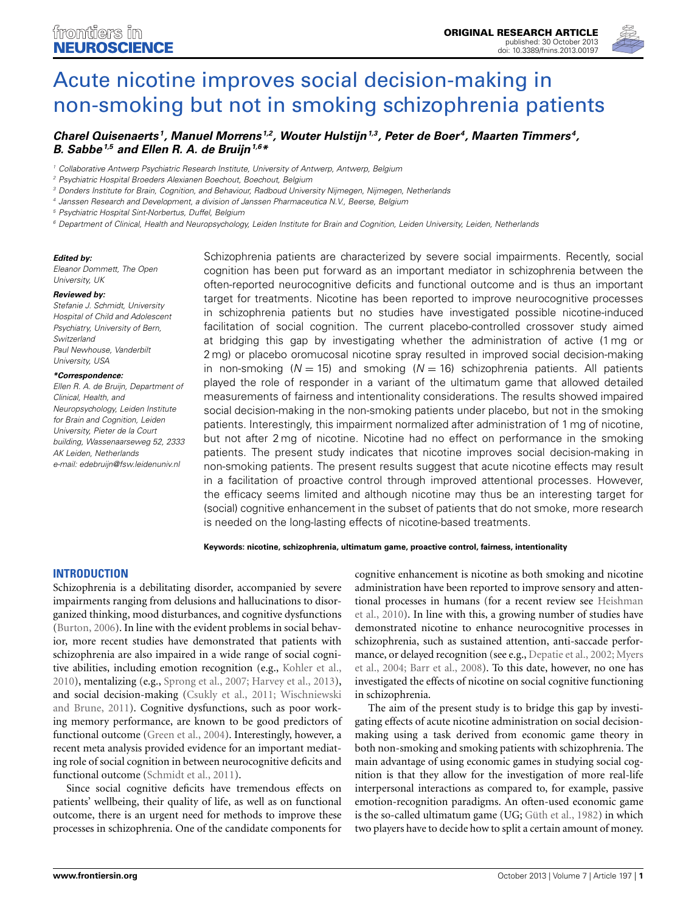ORIGINAL RESEARCH ARTICLE
published: 30 October 2013
doi: 10.3389/fnins.2013.00197

# Acute nicotine improves social decision-making in non-smoking but not in smoking schizophrenia patients

**_Charel Quisenaerts[1], Manuel Morrens[1,2], Wouter Hulstijn[1,3], Peter de Boer[4], Maarten Timmers[4], B. Sabbe[1,5] and Ellen R. A. de Bruijn[1,6]*_**

[1] Collaborative Antwerp Psychiatric Research Institute, University of Antwerp, Antwerp, Belgium
[2] Psychiatric Hospital Broeders Alexianen Boechout, Boechout, Belgium
[3] Donders Institute for Brain, Cognition, and Behaviour, Radboud University Nijmegen, Nijmegen, Netherlands
[4] Janssen Research and Development, a division of Janssen Pharmaceutica N.V., Beerse, Belgium
[5] Psychiatric Hospital Sint-Norbertus, Duffel, Belgium
[6] Department of Clinical, Health and Neuropsychology, Leiden Institute for Brain and Cognition, Leiden University, Leiden, Netherlands

***Edited by:***
*Eleanor Dommett, The Open University, UK*

***Reviewed by:***
*Stefanie J. Schmidt, University Hospital of Child and Adolescent Psychiatry, University of Bern, Switzerland*
*Paul Newhouse, Vanderbilt University, USA*

***\*Correspondence:***
*Ellen R. A. de Bruijn, Department of Clinical, Health, and Neuropsychology, Leiden Institute for Brain and Cognition, Leiden University, Pieter de la Court building, Wassenaarseweg 52, 2333 AK Leiden, Netherlands*
*e-mail: edebruijn@fsw.leidenuniv.nl*

Schizophrenia patients are characterized by severe social impairments. Recently, social cognition has been put forward as an important mediator in schizophrenia between the often-reported neurocognitive deficits and functional outcome and is thus an important target for treatments. Nicotine has been reported to improve neurocognitive processes in schizophrenia patients but no studies have investigated possible nicotine-induced facilitation of social cognition. The current placebo-controlled crossover study aimed at bridging this gap by investigating whether the administration of active (1 mg or 2 mg) or placebo oromucosal nicotine spray resulted in improved social decision-making in non-smoking ($N = 15$) and smoking ($N = 16$) schizophrenia patients. All patients played the role of responder in a variant of the ultimatum game that allowed detailed measurements of fairness and intentionality considerations. The results showed impaired social decision-making in the non-smoking patients under placebo, but not in the smoking patients. Interestingly, this impairment normalized after administration of 1 mg of nicotine, but not after 2 mg of nicotine. Nicotine had no effect on performance in the smoking patients. The present study indicates that nicotine improves social decision-making in non-smoking patients. The present results suggest that acute nicotine effects may result in a facilitation of proactive control through improved attentional processes. However, the efficacy seems limited and although nicotine may thus be an interesting target for (social) cognitive enhancement in the subset of patients that do not smoke, more research is needed on the long-lasting effects of nicotine-based treatments.

**Keywords: nicotine, schizophrenia, ultimatum game, proactive control, fairness, intentionality**

## INTRODUCTION

Schizophrenia is a debilitating disorder, accompanied by severe impairments ranging from delusions and hallucinations to disorganized thinking, mood disturbances, and cognitive dysfunctions (Burton, 2006). In line with the evident problems in social behavior, more recent studies have demonstrated that patients with schizophrenia are also impaired in a wide range of social cognitive abilities, including emotion recognition (e.g., Kohler et al., 2010), mentalizing (e.g., Sprong et al., 2007; Harvey et al., 2013), and social decision-making (Csukly et al., 2011; Wischniewski and Brune, 2011). Cognitive dysfunctions, such as poor working memory performance, are known to be good predictors of functional outcome (Green et al., 2004). Interestingly, however, a recent meta analysis provided evidence for an important mediating role of social cognition in between neurocognitive deficits and functional outcome (Schmidt et al., 2011).

Since social cognitive deficits have tremendous effects on patients' wellbeing, their quality of life, as well as on functional outcome, there is an urgent need for methods to improve these processes in schizophrenia. One of the candidate components for cognitive enhancement is nicotine as both smoking and nicotine administration have been reported to improve sensory and attentional processes in humans (for a recent review see Heishman et al., 2010). In line with this, a growing number of studies have demonstrated nicotine to enhance neurocognitive processes in schizophrenia, such as sustained attention, anti-saccade performance, or delayed recognition (see e.g., Depatie et al., 2002; Myers et al., 2004; Barr et al., 2008). To this date, however, no one has investigated the effects of nicotine on social cognitive functioning in schizophrenia.

The aim of the present study is to bridge this gap by investigating effects of acute nicotine administration on social decision-making using a task derived from economic game theory in both non-smoking and smoking patients with schizophrenia. The main advantage of using economic games in studying social cognition is that they allow for the investigation of more real-life interpersonal interactions as compared to, for example, passive emotion-recognition paradigms. An often-used economic game is the so-called ultimatum game (UG; Güth et al., 1982) in which two players have to decide how to split a certain amount of money.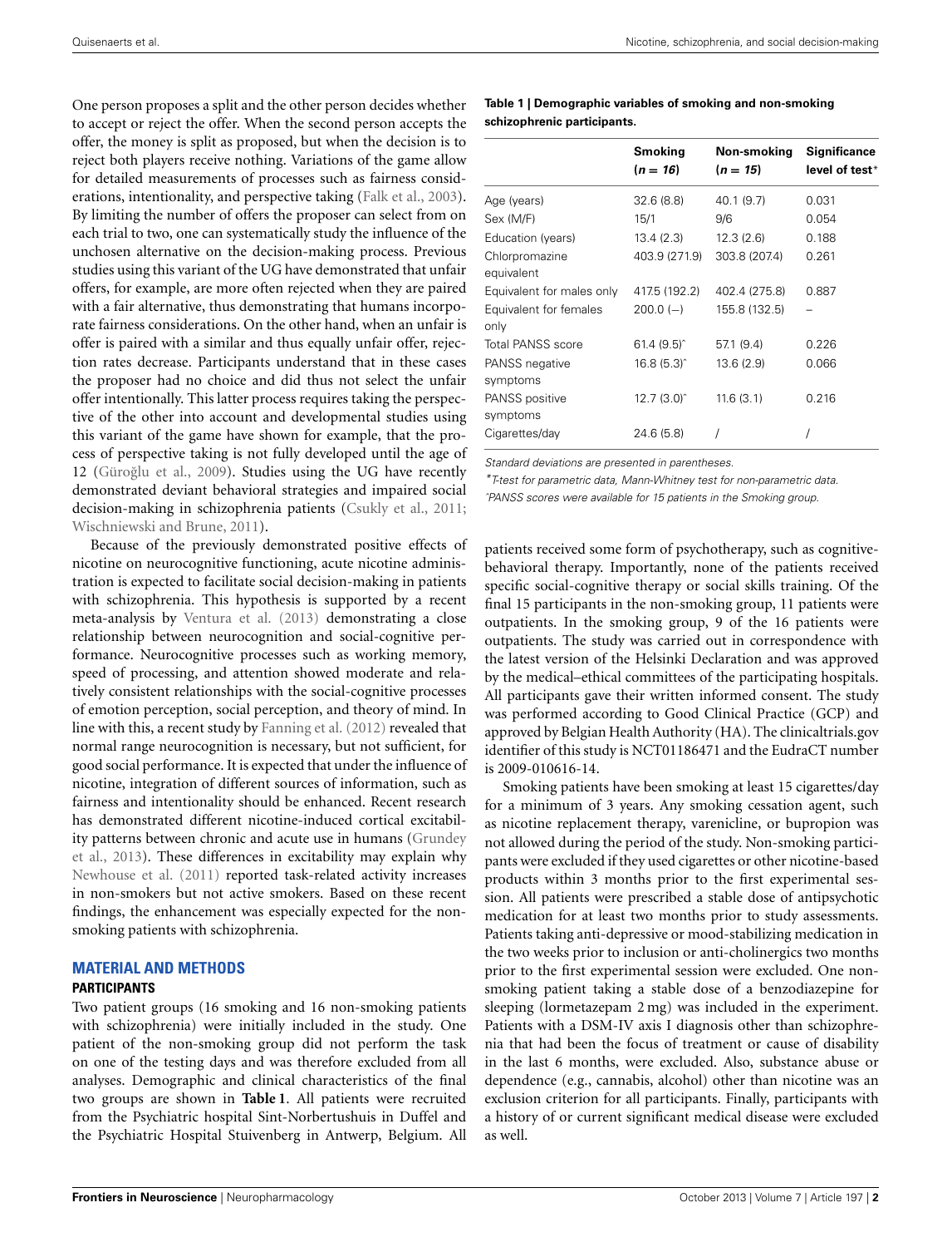One person proposes a split and the other person decides whether to accept or reject the offer. When the second person accepts the offer, the money is split as proposed, but when the decision is to reject both players receive nothing. Variations of the game allow for detailed measurements of processes such as fairness considerations, intentionality, and perspective taking (Falk et al., 2003). By limiting the number of offers the proposer can select from on each trial to two, one can systematically study the influence of the unchosen alternative on the decision-making process. Previous studies using this variant of the UG have demonstrated that unfair offers, for example, are more often rejected when they are paired with a fair alternative, thus demonstrating that humans incorporate fairness considerations. On the other hand, when an unfair is offer is paired with a similar and thus equally unfair offer, rejection rates decrease. Participants understand that in these cases the proposer had no choice and did thus not select the unfair offer intentionally. This latter process requires taking the perspective of the other into account and developmental studies using this variant of the game have shown for example, that the process of perspective taking is not fully developed until the age of 12 (Güroğlu et al., 2009). Studies using the UG have recently demonstrated deviant behavioral strategies and impaired social decision-making in schizophrenia patients (Csukly et al., 2011; Wischniewski and Brune, 2011).

Because of the previously demonstrated positive effects of nicotine on neurocognitive functioning, acute nicotine administration is expected to facilitate social decision-making in patients with schizophrenia. This hypothesis is supported by a recent meta-analysis by Ventura et al. (2013) demonstrating a close relationship between neurocognition and social-cognitive performance. Neurocognitive processes such as working memory, speed of processing, and attention showed moderate and relatively consistent relationships with the social-cognitive processes of emotion perception, social perception, and theory of mind. In line with this, a recent study by Fanning et al. (2012) revealed that normal range neurocognition is necessary, but not sufficient, for good social performance. It is expected that under the influence of nicotine, integration of different sources of information, such as fairness and intentionality should be enhanced. Recent research has demonstrated different nicotine-induced cortical excitability patterns between chronic and acute use in humans (Grundey et al., 2013). These differences in excitability may explain why Newhouse et al. (2011) reported task-related activity increases in non-smokers but not active smokers. Based on these recent findings, the enhancement was especially expected for the non-smoking patients with schizophrenia.

## MATERIAL AND METHODS

### PARTICIPANTS

Two patient groups (16 smoking and 16 non-smoking patients with schizophrenia) were initially included in the study. One patient of the non-smoking group did not perform the task on one of the testing days and was therefore excluded from all analyses. Demographic and clinical characteristics of the final two groups are shown in **Table 1**. All patients were recruited from the Psychiatric hospital Sint-Norbertushuis in Duffel and the Psychiatric Hospital Stuivenberg in Antwerp, Belgium. All

**Table 1 | Demographic variables of smoking and non-smoking schizophrenic participants.**

| | Smoking (*n* = *16*) | Non-smoking (*n* = *15*) | Significance level of test* |
|---|---|---|---|
| Age (years) | 32.6 (8.8) | 40.1 (9.7) | 0.031 |
| Sex (M/F) | 15/1 | 9/6 | 0.054 |
| Education (years) | 13.4 (2.3) | 12.3 (2.6) | 0.188 |
| Chlorpromazine equivalent | 403.9 (271.9) | 303.8 (207.4) | 0.261 |
| Equivalent for males only | 417.5 (192.2) | 402.4 (275.8) | 0.887 |
| Equivalent for females only | 200.0 (–) | 155.8 (132.5) | – |
| Total PANSS score | 61.4 (9.5)^ | 57.1 (9.4) | 0.226 |
| PANSS negative symptoms | 16.8 (5.3)^ | 13.6 (2.9) | 0.066 |
| PANSS positive symptoms | 12.7 (3.0)^ | 11.6 (3.1) | 0.216 |
| Cigarettes/day | 24.6 (5.8) | / | / |

*Standard deviations are presented in parentheses.*

*\*T-test for parametric data, Mann-Whitney test for non-parametric data.*

*^PANSS scores were available for 15 patients in the Smoking group.*

patients received some form of psychotherapy, such as cognitive-behavioral therapy. Importantly, none of the patients received specific social-cognitive therapy or social skills training. Of the final 15 participants in the non-smoking group, 11 patients were outpatients. In the smoking group, 9 of the 16 patients were outpatients. The study was carried out in correspondence with the latest version of the Helsinki Declaration and was approved by the medical–ethical committees of the participating hospitals. All participants gave their written informed consent. The study was performed according to Good Clinical Practice (GCP) and approved by Belgian Health Authority (HA). The clinicaltrials.gov identifier of this study is NCT01186471 and the EudraCT number is 2009-010616-14.

Smoking patients have been smoking at least 15 cigarettes/day for a minimum of 3 years. Any smoking cessation agent, such as nicotine replacement therapy, varenicline, or bupropion was not allowed during the period of the study. Non-smoking participants were excluded if they used cigarettes or other nicotine-based products within 3 months prior to the first experimental session. All patients were prescribed a stable dose of antipsychotic medication for at least two months prior to study assessments. Patients taking anti-depressive or mood-stabilizing medication in the two weeks prior to inclusion or anti-cholinergics two months prior to the first experimental session were excluded. One non-smoking patient taking a stable dose of a benzodiazepine for sleeping (lormetazepam 2 mg) was included in the experiment. Patients with a DSM-IV axis I diagnosis other than schizophrenia that had been the focus of treatment or cause of disability in the last 6 months, were excluded. Also, substance abuse or dependence (e.g., cannabis, alcohol) other than nicotine was an exclusion criterion for all participants. Finally, participants with a history of or current significant medical disease were excluded as well.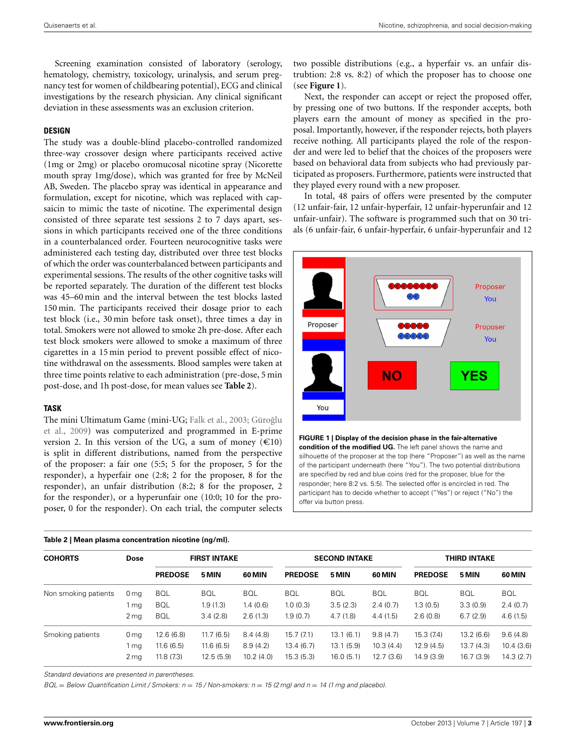Screening examination consisted of laboratory (serology, hematology, chemistry, toxicology, urinalysis, and serum pregnancy test for women of childbearing potential), ECG and clinical investigations by the research physician. Any clinical significant deviation in these assessments was an exclusion criterion.

### DESIGN

The study was a double-blind placebo-controlled randomized three-way crossover design where participants received active (1mg or 2mg) or placebo oromucosal nicotine spray (Nicorette mouth spray 1mg/dose), which was granted for free by McNeil AB, Sweden. The placebo spray was identical in appearance and formulation, except for nicotine, which was replaced with capsaicin to mimic the taste of nicotine. The experimental design consisted of three separate test sessions 2 to 7 days apart, sessions in which participants received one of the three conditions in a counterbalanced order. Fourteen neurocognitive tasks were administered each testing day, distributed over three test blocks of which the order was counterbalanced between participants and experimental sessions. The results of the other cognitive tasks will be reported separately. The duration of the different test blocks was 45–60 min and the interval between the test blocks lasted 150 min. The participants received their dosage prior to each test block (i.e., 30 min before task onset), three times a day in total. Smokers were not allowed to smoke 2h pre-dose. After each test block smokers were allowed to smoke a maximum of three cigarettes in a 15 min period to prevent possible effect of nicotine withdrawal on the assessments. Blood samples were taken at three time points relative to each administration (pre-dose, 5 min post-dose, and 1h post-dose, for mean values see **Table 2**).

### TASK

The mini Ultimatum Game (mini-UG; Falk et al., 2003; Güroğlu et al., 2009) was computerized and programmed in E-prime version 2. In this version of the UG, a sum of money (€10) is split in different distributions, named from the perspective of the proposer: a fair one (5:5; 5 for the proposer, 5 for the responder), a hyperfair one (2:8; 2 for the proposer, 8 for the responder), an unfair distribution (8:2; 8 for the proposer, 2 for the responder), or a hyperunfair one (10:0; 10 for the proposer, 0 for the responder). On each trial, the computer selects two possible distributions (e.g., a hyperfair vs. an unfair distrubtion: 2:8 vs. 8:2) of which the proposer has to choose one (see **Figure 1**).

Next, the responder can accept or reject the proposed offer, by pressing one of two buttons. If the responder accepts, both players earn the amount of money as specified in the proposal. Importantly, however, if the responder rejects, both players receive nothing. All participants played the role of the responder and were led to belief that the choices of the proposers were based on behavioral data from subjects who had previously participated as proposers. Furthermore, patients were instructed that they played every round with a new proposer.

In total, 48 pairs of offers were presented by the computer (12 unfair-fair, 12 unfair-hyperfair, 12 unfair-hyperunfair and 12 unfair-unfair). The software is programmed such that on 30 trials (6 unfair-fair, 6 unfair-hyperfair, 6 unfair-hyperunfair and 12

Proposer
You
Proposer
You
Proposer
You
NO
YES

**FIGURE 1 | Display of the decision phase in the fair-alternative condition of the modified UG.** The left panel shows the name and silhouette of the proposer at the top (here "Proposer") as well as the name of the participant underneath (here "You"). The two potential distributions are specified by red and blue coins (red for the proposer, blue for the responder; here 8:2 vs. 5:5). The selected offer is encircled in red. The participant has to decide whether to accept ("Yes") or reject ("No") the offer via button press.

**Table 2 | Mean plasma concentration nicotine (ng/ml).**

| COHORTS | Dose | FIRST INTAKE | | | SECOND INTAKE | | | THIRD INTAKE | | |
|---|---|---|---|---|---|---|---|---|---|---|
| | | PREDOSE | 5 MIN | 60 MIN | PREDOSE | 5 MIN | 60 MIN | PREDOSE | 5 MIN | 60 MIN |
| Non smoking patients | 0 mg | BQL | BQL | BQL | BQL | BQL | BQL | BQL | BQL | BQL |
| | 1 mg | BQL | 1.9 (1.3) | 1.4 (0.6) | 1.0 (0.3) | 3.5 (2.3) | 2.4 (0.7) | 1.3 (0.5) | 3.3 (0.9) | 2.4 (0.7) |
| | 2 mg | BQL | 3.4 (2.8) | 2.6 (1.3) | 1.9 (0.7) | 4.7 (1.8) | 4.4 (1.5) | 2.6 (0.8) | 6.7 (2.9) | 4.6 (1.5) |
| Smoking patients | 0 mg | 12.6 (6.8) | 11.7 (6.5) | 8.4 (4.8) | 15.7 (7.1) | 13.1 (6.1) | 9.8 (4.7) | 15.3 (7.4) | 13.2 (6.6) | 9.6 (4.8) |
| | 1 mg | 11.6 (6.5) | 11.6 (6.5) | 8.9 (4.2) | 13.4 (6.7) | 13.1 (5.9) | 10.3 (4.4) | 12.9 (4.5) | 13.7 (4.3) | 10.4 (3.6) |
| | 2 mg | 11.8 (7.3) | 12.5 (5.9) | 10.2 (4.0) | 15.3 (5.3) | 16.0 (5.1) | 12.7 (3.6) | 14.9 (3.9) | 16.7 (3.9) | 14.3 (2.7) |

*Standard deviations are presented in parentheses.*

*BQL = Below Quantification Limit / Smokers: n = 15 / Non-smokers: n = 15 (2 mg) and n = 14 (1 mg and placebo).*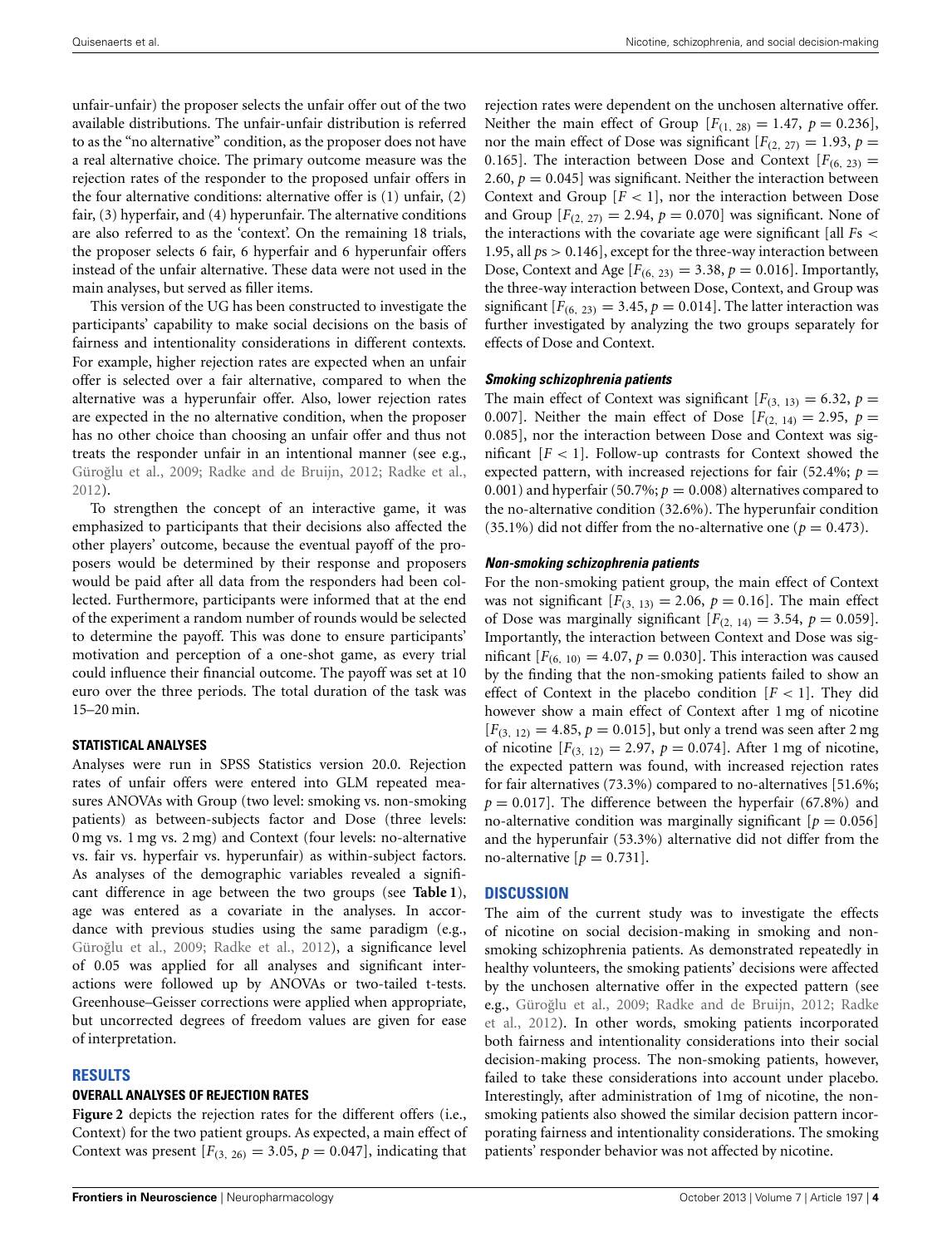unfair-unfair) the proposer selects the unfair offer out of the two available distributions. The unfair-unfair distribution is referred to as the "no alternative" condition, as the proposer does not have a real alternative choice. The primary outcome measure was the rejection rates of the responder to the proposed unfair offers in the four alternative conditions: alternative offer is (1) unfair, (2) fair, (3) hyperfair, and (4) hyperunfair. The alternative conditions are also referred to as the 'context'. On the remaining 18 trials, the proposer selects 6 fair, 6 hyperfair and 6 hyperunfair offers instead of the unfair alternative. These data were not used in the main analyses, but served as filler items.

This version of the UG has been constructed to investigate the participants' capability to make social decisions on the basis of fairness and intentionality considerations in different contexts. For example, higher rejection rates are expected when an unfair offer is selected over a fair alternative, compared to when the alternative was a hyperunfair offer. Also, lower rejection rates are expected in the no alternative condition, when the proposer has no other choice than choosing an unfair offer and thus not treats the responder unfair in an intentional manner (see e.g., Güroğlu et al., 2009; Radke and de Bruijn, 2012; Radke et al., 2012).

To strengthen the concept of an interactive game, it was emphasized to participants that their decisions also affected the other players' outcome, because the eventual payoff of the proposers would be determined by their response and proposers would be paid after all data from the responders had been collected. Furthermore, participants were informed that at the end of the experiment a random number of rounds would be selected to determine the payoff. This was done to ensure participants' motivation and perception of a one-shot game, as every trial could influence their financial outcome. The payoff was set at 10 euro over the three periods. The total duration of the task was 15–20 min.

### STATISTICAL ANALYSES

Analyses were run in SPSS Statistics version 20.0. Rejection rates of unfair offers were entered into GLM repeated measures ANOVAs with Group (two level: smoking vs. non-smoking patients) as between-subjects factor and Dose (three levels: 0 mg vs. 1 mg vs. 2 mg) and Context (four levels: no-alternative vs. fair vs. hyperfair vs. hyperunfair) as within-subject factors. As analyses of the demographic variables revealed a significant difference in age between the two groups (see **Table 1**), age was entered as a covariate in the analyses. In accordance with previous studies using the same paradigm (e.g., Güroğlu et al., 2009; Radke et al., 2012), a significance level of 0.05 was applied for all analyses and significant interactions were followed up by ANOVAs or two-tailed t-tests. Greenhouse–Geisser corrections were applied when appropriate, but uncorrected degrees of freedom values are given for ease of interpretation.

## RESULTS

### OVERALL ANALYSES OF REJECTION RATES

**Figure 2** depicts the rejection rates for the different offers (i.e., Context) for the two patient groups. As expected, a main effect of Context was present [$F_{(3, 26)} = 3.05$, $p = 0.047$], indicating that rejection rates were dependent on the unchosen alternative offer. Neither the main effect of Group [$F_{(1, 28)} = 1.47$, $p = 0.236$], nor the main effect of Dose was significant [$F_{(2, 27)} = 1.93$, $p = 0.165$]. The interaction between Dose and Context [$F_{(6, 23)} = 2.60$, $p = 0.045$] was significant. Neither the interaction between Context and Group [$F < 1$], nor the interaction between Dose and Group [$F_{(2, 27)} = 2.94$, $p = 0.070$] was significant. None of the interactions with the covariate age were significant [all $F$s $< 1.95$, all $p$s $> 0.146$], except for the three-way interaction between Dose, Context and Age [$F_{(6, 23)} = 3.38$, $p = 0.016$]. Importantly, the three-way interaction between Dose, Context, and Group was significant [$F_{(6, 23)} = 3.45$, $p = 0.014$]. The latter interaction was further investigated by analyzing the two groups separately for effects of Dose and Context.

#### *Smoking schizophrenia patients*

The main effect of Context was significant [$F_{(3, 13)} = 6.32$, $p = 0.007$]. Neither the main effect of Dose [$F_{(2, 14)} = 2.95$, $p = 0.085$], nor the interaction between Dose and Context was significant [$F < 1$]. Follow-up contrasts for Context showed the expected pattern, with increased rejections for fair (52.4%; $p = 0.001$) and hyperfair (50.7%; $p = 0.008$) alternatives compared to the no-alternative condition (32.6%). The hyperunfair condition (35.1%) did not differ from the no-alternative one ($p = 0.473$).

#### *Non-smoking schizophrenia patients*

For the non-smoking patient group, the main effect of Context was not significant [$F_{(3, 13)} = 2.06$, $p = 0.16$]. The main effect of Dose was marginally significant [$F_{(2, 14)} = 3.54$, $p = 0.059$]. Importantly, the interaction between Context and Dose was significant [$F_{(6, 10)} = 4.07$, $p = 0.030$]. This interaction was caused by the finding that the non-smoking patients failed to show an effect of Context in the placebo condition [$F < 1$]. They did however show a main effect of Context after 1 mg of nicotine [$F_{(3, 12)} = 4.85$, $p = 0.015$], but only a trend was seen after 2 mg of nicotine [$F_{(3, 12)} = 2.97$, $p = 0.074$]. After 1 mg of nicotine, the expected pattern was found, with increased rejection rates for fair alternatives (73.3%) compared to no-alternatives [51.6%; $p = 0.017$]. The difference between the hyperfair (67.8%) and no-alternative condition was marginally significant [$p = 0.056$] and the hyperunfair (53.3%) alternative did not differ from the no-alternative [$p = 0.731$].

## DISCUSSION

The aim of the current study was to investigate the effects of nicotine on social decision-making in smoking and non-smoking schizophrenia patients. As demonstrated repeatedly in healthy volunteers, the smoking patients' decisions were affected by the unchosen alternative offer in the expected pattern (see e.g., Güroğlu et al., 2009; Radke and de Bruijn, 2012; Radke et al., 2012). In other words, smoking patients incorporated both fairness and intentionality considerations into their social decision-making process. The non-smoking patients, however, failed to take these considerations into account under placebo. Interestingly, after administration of 1mg of nicotine, the non-smoking patients also showed the similar decision pattern incorporating fairness and intentionality considerations. The smoking patients' responder behavior was not affected by nicotine.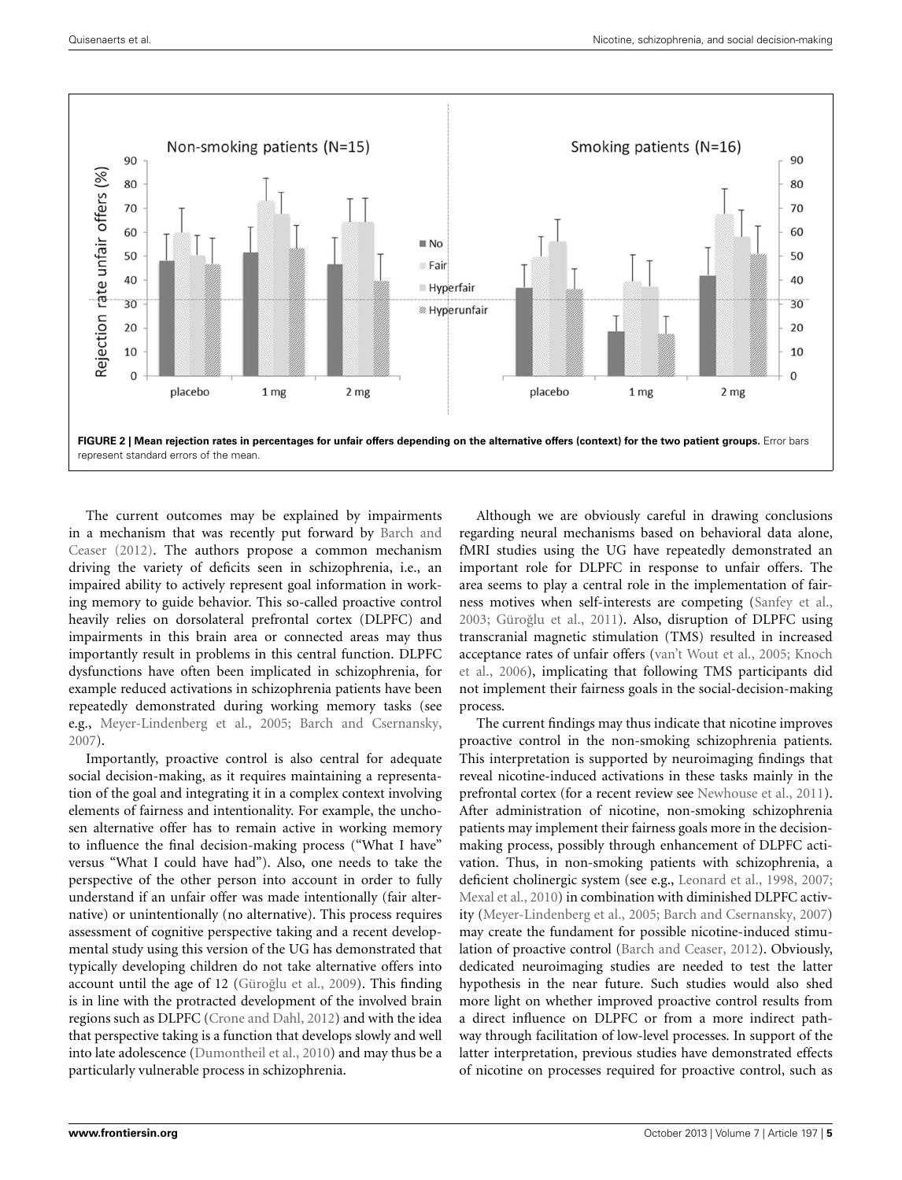Non-smoking patients (N=15)

Smoking patients (N=16)

Rejection rate unfair offers (%)

90
80
70
60
50
40
30
20
10
0

No
Fair
Hyperfair
Hyperunfair

placebo
1 mg
2 mg
placebo
1 mg
2 mg

**FIGURE 2 | Mean rejection rates in percentages for unfair offers depending on the alternative offers (context) for the two patient groups.** Error bars represent standard errors of the mean.

The current outcomes may be explained by impairments in a mechanism that was recently put forward by Barch and Ceaser (2012). The authors propose a common mechanism driving the variety of deficits seen in schizophrenia, i.e., an impaired ability to actively represent goal information in working memory to guide behavior. This so-called proactive control heavily relies on dorsolateral prefrontal cortex (DLPFC) and impairments in this brain area or connected areas may thus importantly result in problems in this central function. DLPFC dysfunctions have often been implicated in schizophrenia, for example reduced activations in schizophrenia patients have been repeatedly demonstrated during working memory tasks (see e.g., Meyer-Lindenberg et al., 2005; Barch and Csernansky, 2007).

Importantly, proactive control is also central for adequate social decision-making, as it requires maintaining a representation of the goal and integrating it in a complex context involving elements of fairness and intentionality. For example, the unchosen alternative offer has to remain active in working memory to influence the final decision-making process ("What I have" versus "What I could have had"). Also, one needs to take the perspective of the other person into account in order to fully understand if an unfair offer was made intentionally (fair alternative) or unintentionally (no alternative). This process requires assessment of cognitive perspective taking and a recent developmental study using this version of the UG has demonstrated that typically developing children do not take alternative offers into account until the age of 12 (Güroğlu et al., 2009). This finding is in line with the protracted development of the involved brain regions such as DLPFC (Crone and Dahl, 2012) and with the idea that perspective taking is a function that develops slowly and well into late adolescence (Dumontheil et al., 2010) and may thus be a particularly vulnerable process in schizophrenia.

Although we are obviously careful in drawing conclusions regarding neural mechanisms based on behavioral data alone, fMRI studies using the UG have repeatedly demonstrated an important role for DLPFC in response to unfair offers. The area seems to play a central role in the implementation of fairness motives when self-interests are competing (Sanfey et al., 2003; Güroğlu et al., 2011). Also, disruption of DLPFC using transcranial magnetic stimulation (TMS) resulted in increased acceptance rates of unfair offers (van't Wout et al., 2005; Knoch et al., 2006), implicating that following TMS participants did not implement their fairness goals in the social-decision-making process.

The current findings may thus indicate that nicotine improves proactive control in the non-smoking schizophrenia patients. This interpretation is supported by neuroimaging findings that reveal nicotine-induced activations in these tasks mainly in the prefrontal cortex (for a recent review see Newhouse et al., 2011). After administration of nicotine, non-smoking schizophrenia patients may implement their fairness goals more in the decision-making process, possibly through enhancement of DLPFC activation. Thus, in non-smoking patients with schizophrenia, a deficient cholinergic system (see e.g., Leonard et al., 1998, 2007; Mexal et al., 2010) in combination with diminished DLPFC activity (Meyer-Lindenberg et al., 2005; Barch and Csernansky, 2007) may create the fundament for possible nicotine-induced stimulation of proactive control (Barch and Ceaser, 2012). Obviously, dedicated neuroimaging studies are needed to test the latter hypothesis in the near future. Such studies would also shed more light on whether improved proactive control results from a direct influence on DLPFC or from a more indirect pathway through facilitation of low-level processes. In support of the latter interpretation, previous studies have demonstrated effects of nicotine on processes required for proactive control, such as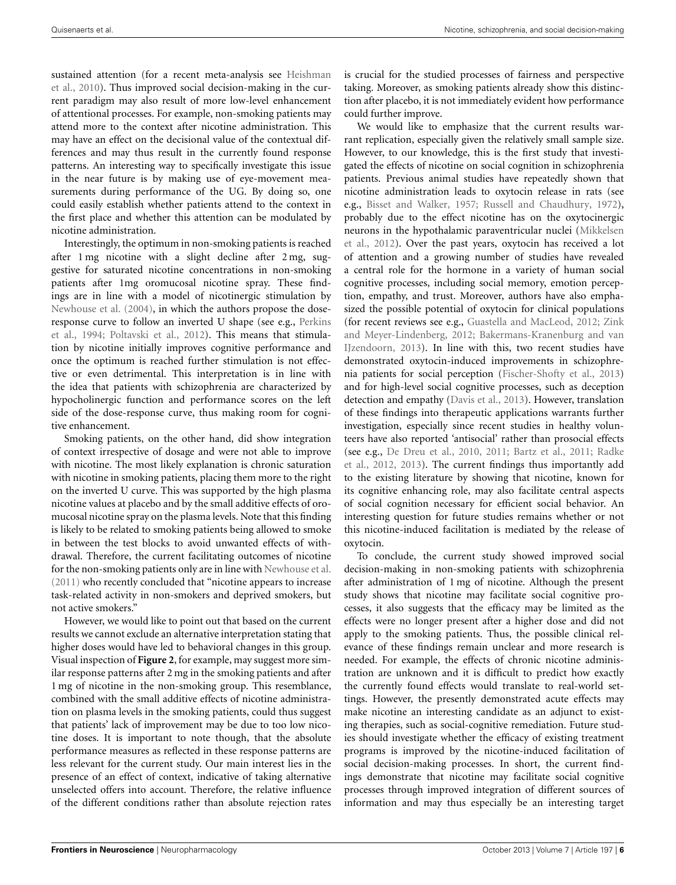sustained attention (for a recent meta-analysis see Heishman et al., 2010). Thus improved social decision-making in the current paradigm may also result of more low-level enhancement of attentional processes. For example, non-smoking patients may attend more to the context after nicotine administration. This may have an effect on the decisional value of the contextual differences and may thus result in the currently found response patterns. An interesting way to specifically investigate this issue in the near future is by making use of eye-movement measurements during performance of the UG. By doing so, one could easily establish whether patients attend to the context in the first place and whether this attention can be modulated by nicotine administration.

Interestingly, the optimum in non-smoking patients is reached after 1 mg nicotine with a slight decline after 2 mg, suggestive for saturated nicotine concentrations in non-smoking patients after 1mg oromucosal nicotine spray. These findings are in line with a model of nicotinergic stimulation by Newhouse et al. (2004), in which the authors propose the dose-response curve to follow an inverted U shape (see e.g., Perkins et al., 1994; Poltavski et al., 2012). This means that stimulation by nicotine initially improves cognitive performance and once the optimum is reached further stimulation is not effective or even detrimental. This interpretation is in line with the idea that patients with schizophrenia are characterized by hypocholinergic function and performance scores on the left side of the dose-response curve, thus making room for cognitive enhancement.

Smoking patients, on the other hand, did show integration of context irrespective of dosage and were not able to improve with nicotine. The most likely explanation is chronic saturation with nicotine in smoking patients, placing them more to the right on the inverted U curve. This was supported by the high plasma nicotine values at placebo and by the small additive effects of oromucosal nicotine spray on the plasma levels. Note that this finding is likely to be related to smoking patients being allowed to smoke in between the test blocks to avoid unwanted effects of withdrawal. Therefore, the current facilitating outcomes of nicotine for the non-smoking patients only are in line with Newhouse et al. (2011) who recently concluded that "nicotine appears to increase task-related activity in non-smokers and deprived smokers, but not active smokers."

However, we would like to point out that based on the current results we cannot exclude an alternative interpretation stating that higher doses would have led to behavioral changes in this group. Visual inspection of **Figure 2**, for example, may suggest more similar response patterns after 2 mg in the smoking patients and after 1 mg of nicotine in the non-smoking group. This resemblance, combined with the small additive effects of nicotine administration on plasma levels in the smoking patients, could thus suggest that patients' lack of improvement may be due to too low nicotine doses. It is important to note though, that the absolute performance measures as reflected in these response patterns are less relevant for the current study. Our main interest lies in the presence of an effect of context, indicative of taking alternative unselected offers into account. Therefore, the relative influence of the different conditions rather than absolute rejection rates is crucial for the studied processes of fairness and perspective taking. Moreover, as smoking patients already show this distinction after placebo, it is not immediately evident how performance could further improve.

We would like to emphasize that the current results warrant replication, especially given the relatively small sample size. However, to our knowledge, this is the first study that investigated the effects of nicotine on social cognition in schizophrenia patients. Previous animal studies have repeatedly shown that nicotine administration leads to oxytocin release in rats (see e.g., Bisset and Walker, 1957; Russell and Chaudhury, 1972), probably due to the effect nicotine has on the oxytocinergic neurons in the hypothalamic paraventricular nuclei (Mikkelsen et al., 2012). Over the past years, oxytocin has received a lot of attention and a growing number of studies have revealed a central role for the hormone in a variety of human social cognitive processes, including social memory, emotion perception, empathy, and trust. Moreover, authors have also emphasized the possible potential of oxytocin for clinical populations (for recent reviews see e.g., Guastella and MacLeod, 2012; Zink and Meyer-Lindenberg, 2012; Bakermans-Kranenburg and van IJzendoorn, 2013). In line with this, two recent studies have demonstrated oxytocin-induced improvements in schizophrenia patients for social perception (Fischer-Shofty et al., 2013) and for high-level social cognitive processes, such as deception detection and empathy (Davis et al., 2013). However, translation of these findings into therapeutic applications warrants further investigation, especially since recent studies in healthy volunteers have also reported 'antisocial' rather than prosocial effects (see e.g., De Dreu et al., 2010, 2011; Bartz et al., 2011; Radke et al., 2012, 2013). The current findings thus importantly add to the existing literature by showing that nicotine, known for its cognitive enhancing role, may also facilitate central aspects of social cognition necessary for efficient social behavior. An interesting question for future studies remains whether or not this nicotine-induced facilitation is mediated by the release of oxytocin.

To conclude, the current study showed improved social decision-making in non-smoking patients with schizophrenia after administration of 1 mg of nicotine. Although the present study shows that nicotine may facilitate social cognitive processes, it also suggests that the efficacy may be limited as the effects were no longer present after a higher dose and did not apply to the smoking patients. Thus, the possible clinical relevance of these findings remain unclear and more research is needed. For example, the effects of chronic nicotine administration are unknown and it is difficult to predict how exactly the currently found effects would translate to real-world settings. However, the presently demonstrated acute effects may make nicotine an interesting candidate as an adjunct to existing therapies, such as social-cognitive remediation. Future studies should investigate whether the efficacy of existing treatment programs is improved by the nicotine-induced facilitation of social decision-making processes. In short, the current findings demonstrate that nicotine may facilitate social cognitive processes through improved integration of different sources of information and may thus especially be an interesting target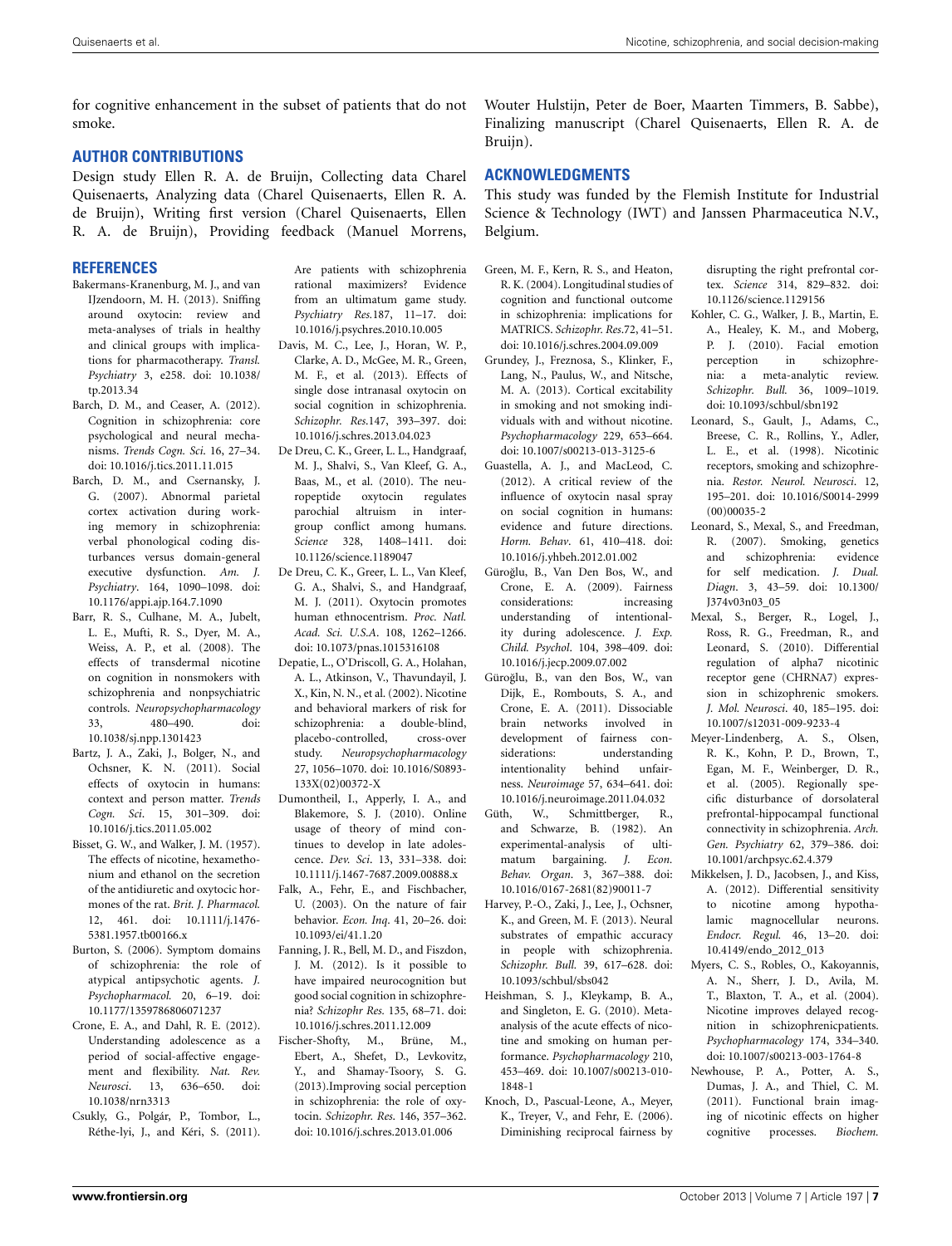for cognitive enhancement in the subset of patients that do not smoke.

## AUTHOR CONTRIBUTIONS

Design study Ellen R. A. de Bruijn, Collecting data Charel Quisenaerts, Analyzing data (Charel Quisenaerts, Ellen R. A. de Bruijn), Writing first version (Charel Quisenaerts, Ellen R. A. de Bruijn), Providing feedback (Manuel Morrens, Wouter Hulstijn, Peter de Boer, Maarten Timmers, B. Sabbe), Finalizing manuscript (Charel Quisenaerts, Ellen R. A. de Bruijn).

## ACKNOWLEDGMENTS

This study was funded by the Flemish Institute for Industrial Science & Technology (IWT) and Janssen Pharmaceutica N.V., Belgium.

## REFERENCES

Bakermans-Kranenburg, M. J., and van IJzendoorn, M. H. (2013). Sniffing around oxytocin: review and meta-analyses of trials in healthy and clinical groups with implications for pharmacotherapy. *Transl. Psychiatry* 3, e258. doi: 10.1038/tp.2013.34

Barch, D. M., and Ceaser, A. (2012). Cognition in schizophrenia: core psychological and neural mechanisms. *Trends Cogn. Sci.* 16, 27–34. doi: 10.1016/j.tics.2011.11.015

Barch, D. M., and Csernansky, J. G. (2007). Abnormal parietal cortex activation during working memory in schizophrenia: verbal phonological coding disturbances versus domain-general executive dysfunction. *Am. J. Psychiatry*. 164, 1090–1098. doi: 10.1176/appi.ajp.164.7.1090

Barr, R. S., Culhane, M. A., Jubelt, L. E., Mufti, R. S., Dyer, M. A., Weiss, A. P., et al. (2008). The effects of transdermal nicotine on cognition in nonsmokers with schizophrenia and nonpsychiatric controls. *Neuropsychopharmacology* 33, 480–490. doi: 10.1038/sj.npp.1301423

Bartz, J. A., Zaki, J., Bolger, N., and Ochsner, K. N. (2011). Social effects of oxytocin in humans: context and person matter. *Trends Cogn. Sci*. 15, 301–309. doi: 10.1016/j.tics.2011.05.002

Bisset, G. W., and Walker, J. M. (1957). The effects of nicotine, hexamethonium and ethanol on the secretion of the antidiuretic and oxytocic hormones of the rat. *Brit. J. Pharmacol.* 12, 461. doi: 10.1111/j.1476-5381.1957.tb00166.x

Burton, S. (2006). Symptom domains of schizophrenia: the role of atypical antipsychotic agents. *J. Psychopharmacol.* 20, 6–19. doi: 10.1177/1359786806071237

Crone, E. A., and Dahl, R. E. (2012). Understanding adolescence as a period of social-affective engagement and flexibility. *Nat. Rev. Neurosci*. 13, 636–650. doi: 10.1038/nrn3313

Csukly, G., Polgár, P., Tombor, L., Réthe-lyi, J., and Kéri, S. (2011). Are patients with schizophrenia rational maximizers? Evidence from an ultimatum game study. *Psychiatry Res.*187, 11–17. doi: 10.1016/j.psychres.2010.10.005

Davis, M. C., Lee, J., Horan, W. P., Clarke, A. D., McGee, M. R., Green, M. F., et al. (2013). Effects of single dose intranasal oxytocin on social cognition in schizophrenia. *Schizophr. Res*.147, 393–397. doi: 10.1016/j.schres.2013.04.023

De Dreu, C. K., Greer, L. L., Handgraaf, M. J., Shalvi, S., Van Kleef, G. A., Baas, M., et al. (2010). The neuropeptide oxytocin regulates parochial altruism in intergroup conflict among humans. *Science* 328, 1408–1411. doi: 10.1126/science.1189047

De Dreu, C. K., Greer, L. L., Van Kleef, G. A., Shalvi, S., and Handgraaf, M. J. (2011). Oxytocin promotes human ethnocentrism. *Proc. Natl. Acad. Sci. U.S.A*. 108, 1262–1266. doi: 10.1073/pnas.1015316108

Depatie, L., O'Driscoll, G. A., Holahan, A. L., Atkinson, V., Thavundayil, J. X., Kin, N. N., et al. (2002). Nicotine and behavioral markers of risk for schizophrenia: a double-blind, placebo-controlled, cross-over study. *Neuropsychopharmacology* 27, 1056–1070. doi: 10.1016/S0893-133X(02)00372-X

Dumontheil, I., Apperly, I. A., and Blakemore, S. J. (2010). Online usage of theory of mind continues to develop in late adolescence. *Dev. Sci*. 13, 331–338. doi: 10.1111/j.1467-7687.2009.00888.x

Falk, A., Fehr, E., and Fischbacher, U. (2003). On the nature of fair behavior. *Econ. Inq*. 41, 20–26. doi: 10.1093/ei/41.1.20

Fanning, J. R., Bell, M. D., and Fiszdon, J. M. (2012). Is it possible to have impaired neurocognition but good social cognition in schizophrenia? *Schizophr Res*. 135, 68–71. doi: 10.1016/j.schres.2011.12.009

Fischer-Shofty, M., Brüne, M., Ebert, A., Shefet, D., Levkovitz, Y., and Shamay-Tsoory, S. G. (2013).Improving social perception in schizophrenia: the role of oxytocin. *Schizophr. Res*. 146, 357–362. doi: 10.1016/j.schres.2013.01.006

Green, M. F., Kern, R. S., and Heaton, R. K. (2004). Longitudinal studies of cognition and functional outcome in schizophrenia: implications for MATRICS. *Schizophr. Res*.72, 41–51. doi: 10.1016/j.schres.2004.09.009

Grundey, J., Freznosa, S., Klinker, F., Lang, N., Paulus, W., and Nitsche, M. A. (2013). Cortical excitability in smoking and not smoking individuals with and without nicotine. *Psychopharmacology* 229, 653–664. doi: 10.1007/s00213-013-3125-6

Guastella, A. J., and MacLeod, C. (2012). A critical review of the influence of oxytocin nasal spray on social cognition in humans: evidence and future directions. *Horm. Behav*. 61, 410–418. doi: 10.1016/j.yhbeh.2012.01.002

Güroğlu, B., Van Den Bos, W., and Crone, E. A. (2009). Fairness considerations: increasing understanding of intentionality during adolescence. *J. Exp. Child. Psychol*. 104, 398–409. doi: 10.1016/j.jecp.2009.07.002

Güroğlu, B., van den Bos, W., van Dijk, E., Rombouts, S. A., and Crone, E. A. (2011). Dissociable brain networks involved in development of fairness considerations: understanding intentionality behind unfairness. *Neuroimage* 57, 634–641. doi: 10.1016/j.neuroimage.2011.04.032

Güth, W., Schmittberger, R., and Schwarze, B. (1982). An experimental-analysis of ultimatum bargaining. *J. Econ. Behav. Organ*. 3, 367–388. doi: 10.1016/0167-2681(82)90011-7

Harvey, P.-O., Zaki, J., Lee, J., Ochsner, K., and Green, M. F. (2013). Neural substrates of empathic accuracy in people with schizophrenia. *Schizophr. Bull*. 39, 617–628. doi: 10.1093/schbul/sbs042

Heishman, S. J., Kleykamp, B. A., and Singleton, E. G. (2010). Meta-analysis of the acute effects of nicotine and smoking on human performance. *Psychopharmacology* 210, 453–469. doi: 10.1007/s00213-010-1848-1

Knoch, D., Pascual-Leone, A., Meyer, K., Treyer, V., and Fehr, E. (2006). Diminishing reciprocal fairness by disrupting the right prefrontal cortex. *Science* 314, 829–832. doi: 10.1126/science.1129156

Kohler, C. G., Walker, J. B., Martin, E. A., Healey, K. M., and Moberg, P. J. (2010). Facial emotion perception in schizophrenia: a meta-analytic review. *Schizophr. Bull*. 36, 1009–1019. doi: 10.1093/schbul/sbn192

Leonard, S., Gault, J., Adams, C., Breese, C. R., Rollins, Y., Adler, L. E., et al. (1998). Nicotinic receptors, smoking and schizophrenia. *Restor. Neurol. Neurosci*. 12, 195–201. doi: 10.1016/S0014-2999(00)00035-2

Leonard, S., Mexal, S., and Freedman, R. (2007). Smoking, genetics and schizophrenia: evidence for self medication. *J. Dual. Diagn*. 3, 43–59. doi: 10.1300/J374v03n03_05

Mexal, S., Berger, R., Logel, J., Ross, R. G., Freedman, R., and Leonard, S. (2010). Differential regulation of alpha7 nicotinic receptor gene (CHRNA7) expression in schizophrenic smokers. *J. Mol. Neurosci*. 40, 185–195. doi: 10.1007/s12031-009-9233-4

Meyer-Lindenberg, A. S., Olsen, R. K., Kohn, P. D., Brown, T., Egan, M. F., Weinberger, D. R., et al. (2005). Regionally specific disturbance of dorsolateral prefrontal-hippocampal functional connectivity in schizophrenia. *Arch. Gen. Psychiatry* 62, 379–386. doi: 10.1001/archpsyc.62.4.379

Mikkelsen, J. D., Jacobsen, J., and Kiss, A. (2012). Differential sensitivity to nicotine among hypothalamic magnocellular neurons. *Endocr. Regul.* 46, 13–20. doi: 10.4149/endo_2012_013

Myers, C. S., Robles, O., Kakoyannis, A. N., Sherr, J. D., Avila, M. T., Blaxton, T. A., et al. (2004). Nicotine improves delayed recognition in schizophrenicpatients. *Psychopharmacology* 174, 334–340. doi: 10.1007/s00213-003-1764-8

Newhouse, P. A., Potter, A. S., Dumas, J. A., and Thiel, C. M. (2011). Functional brain imaging of nicotinic effects on higher cognitive processes. *Biochem.*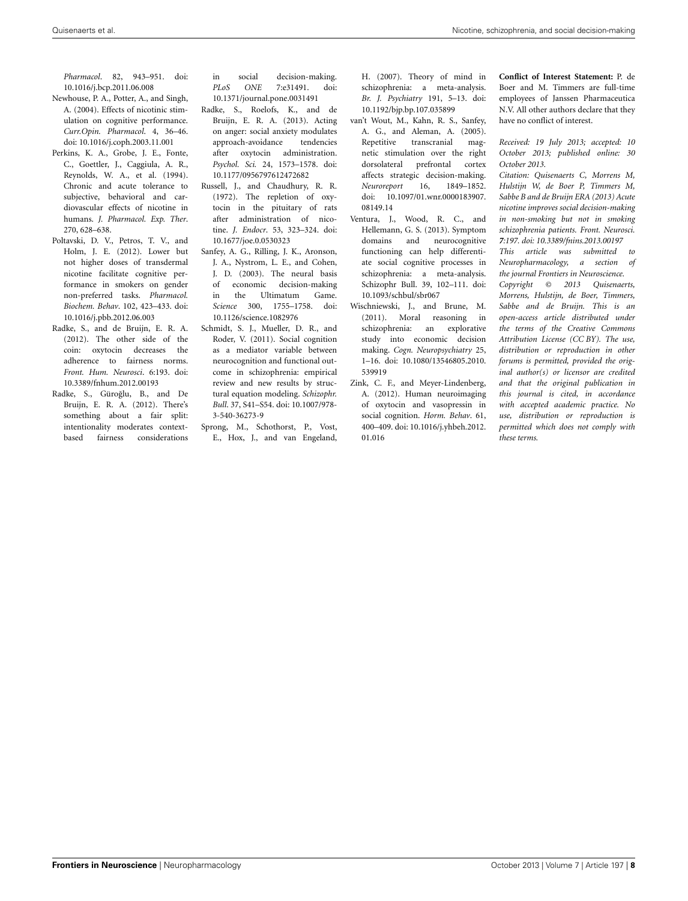*Pharmacol*. 82, 943–951. doi: 10.1016/j.bcp.2011.06.008

Newhouse, P. A., Potter, A., and Singh, A. (2004). Effects of nicotinic stimulation on cognitive performance. *Curr.Opin. Pharmacol*. 4, 36–46. doi: 10.1016/j.coph.2003.11.001

Perkins, K. A., Grobe, J. E., Fonte, C., Goettler, J., Caggiula, A. R., Reynolds, W. A., et al. (1994). Chronic and acute tolerance to subjective, behavioral and cardiovascular effects of nicotine in humans. *J. Pharmacol. Exp. Ther*. 270, 628–638.

Poltavski, D. V., Petros, T. V., and Holm, J. E. (2012). Lower but not higher doses of transdermal nicotine facilitate cognitive performance in smokers on gender non-preferred tasks. *Pharmacol. Biochem. Behav*. 102, 423–433. doi: 10.1016/j.pbb.2012.06.003

Radke, S., and de Bruijn, E. R. A. (2012). The other side of the coin: oxytocin decreases the adherence to fairness norms. *Front. Hum. Neurosci*. 6:193. doi: 10.3389/fnhum.2012.00193

Radke, S., Güroğlu, B., and De Bruijn, E. R. A. (2012). There's something about a fair split: intentionality moderates context-based fairness considerations in social decision-making. *PLoS ONE* 7:e31491. doi: 10.1371/journal.pone.0031491

Radke, S., Roelofs, K., and de Bruijn, E. R. A. (2013). Acting on anger: social anxiety modulates approach-avoidance tendencies after oxytocin administration. *Psychol. Sci.* 24, 1573–1578. doi: 10.1177/0956797612472682

Russell, J., and Chaudhury, R. R. (1972). The repletion of oxytocin in the pituitary of rats after administration of nicotine. *J. Endocr*. 53, 323–324. doi: 10.1677/joe.0.0530323

Sanfey, A. G., Rilling, J. K., Aronson, J. A., Nystrom, L. E., and Cohen, J. D. (2003). The neural basis of economic decision-making in the Ultimatum Game. *Science* 300, 1755–1758. doi: 10.1126/science.1082976

Schmidt, S. J., Mueller, D. R., and Roder, V. (2011). Social cognition as a mediator variable between neurocognition and functional outcome in schizophrenia: empirical review and new results by structural equation modeling. *Schizophr. Bull*. 37, S41–S54. doi: 10.1007/978-3-540-36273-9

Sprong, M., Schothorst, P., Vost, E., Hox, J., and van Engeland, H. (2007). Theory of mind in schizophrenia: a meta-analysis. *Br. J. Psychiatry* 191, 5–13. doi: 10.1192/bjp.bp.107.035899

van't Wout, M., Kahn, R. S., Sanfey, A. G., and Aleman, A. (2005). Repetitive transcranial magnetic stimulation over the right dorsolateral prefrontal cortex affects strategic decision-making. *Neuroreport* 16, 1849–1852. doi: 10.1097/01.wnr.0000183907.08149.14

Ventura, J., Wood, R. C., and Hellemann, G. S. (2013). Symptom domains and neurocognitive functioning can help differentiate social cognitive processes in schizophrenia: a meta-analysis. Schizophr Bull. 39, 102–111. doi: 10.1093/schbul/sbr067

Wischniewski, J., and Brune, M. (2011). Moral reasoning in schizophrenia: an explorative study into economic decision making. *Cogn. Neuropsychiatry* 25, 1–16. doi: 10.1080/13546805.2010.539919

Zink, C. F., and Meyer-Lindenberg, A. (2012). Human neuroimaging of oxytocin and vasopressin in social cognition. *Horm. Behav*. 61, 400–409. doi: 10.1016/j.yhbeh.2012.01.016

**Conflict of Interest Statement:** P. de Boer and M. Timmers are full-time employees of Janssen Pharmaceutica N.V. All other authors declare that they have no conflict of interest.

*Received: 19 July 2013; accepted: 10 October 2013; published online: 30 October 2013.*

*Citation: Quisenaerts C, Morrens M, Hulstijn W, de Boer P, Timmers M, Sabbe B and de Bruijn ERA (2013) Acute nicotine improves social decision-making in non-smoking but not in smoking schizophrenia patients. Front. Neurosci.* ***7****:197. doi: 10.3389/fnins.2013.00197*

*This article was submitted to Neuropharmacology, a section of the journal Frontiers in Neuroscience.*

*Copyright © 2013 Quisenaerts, Morrens, Hulstijn, de Boer, Timmers, Sabbe and de Bruijn. This is an open-access article distributed under the terms of the Creative Commons Attribution License (CC BY). The use, distribution or reproduction in other forums is permitted, provided the original author(s) or licensor are credited and that the original publication in this journal is cited, in accordance with accepted academic practice. No use, distribution or reproduction is permitted which does not comply with these terms.*